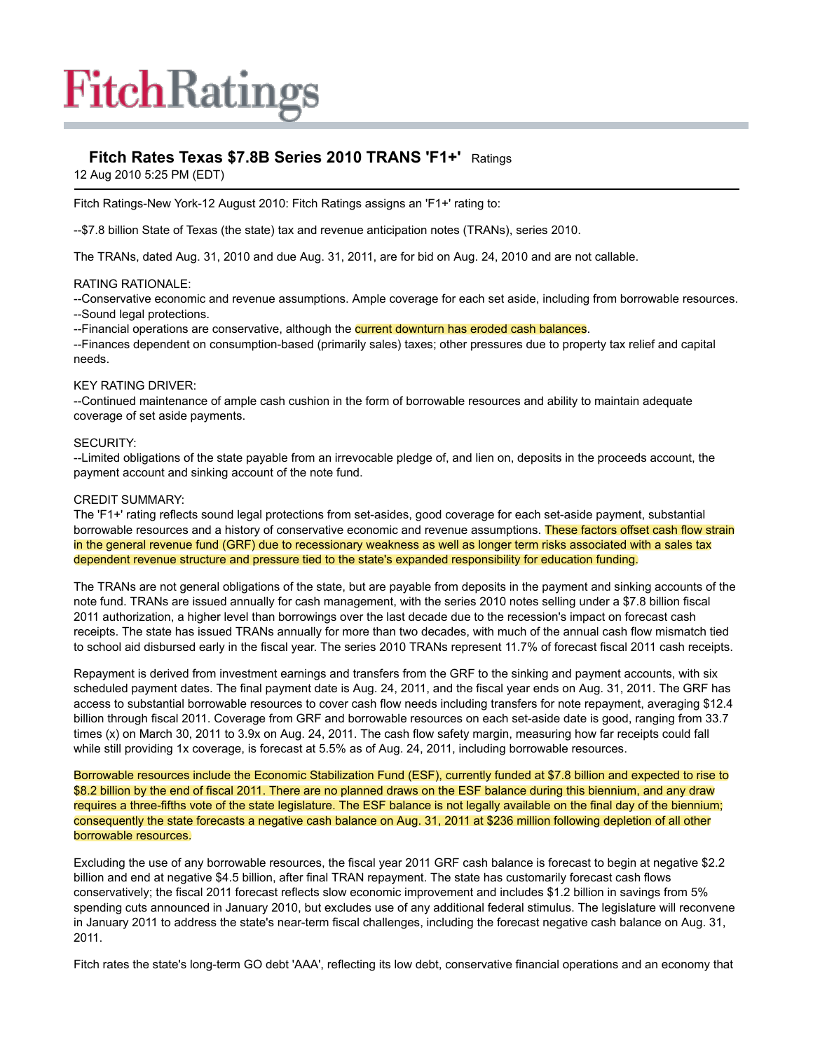# FitchRatings

## Fitch Rates Texas $7.8B Series 2010 TRANS 'F1+' Ratings

12 Aug 2010 5:25 PM (EDT)

Fitch Ratings-New York-12 August 2010: Fitch Ratings assigns an 'F1+' rating to:

--$7.8 billion State of Texas (the state) tax and revenue anticipation notes (TRANs), series 2010.

The TRANs, dated Aug. 31, 2010 and due Aug. 31, 2011, are for bid on Aug. 24, 2010 and are not callable.

RATING RATIONALE:
--Conservative economic and revenue assumptions. Ample coverage for each set aside, including from borrowable resources.
--Sound legal protections.
--Financial operations are conservative, although the current downturn has eroded cash balances.
--Finances dependent on consumption-based (primarily sales) taxes; other pressures due to property tax relief and capital needs.

KEY RATING DRIVER:
--Continued maintenance of ample cash cushion in the form of borrowable resources and ability to maintain adequate coverage of set aside payments.

SECURITY:
--Limited obligations of the state payable from an irrevocable pledge of, and lien on, deposits in the proceeds account, the payment account and sinking account of the note fund.

CREDIT SUMMARY:
The 'F1+' rating reflects sound legal protections from set-asides, good coverage for each set-aside payment, substantial borrowable resources and a history of conservative economic and revenue assumptions. These factors offset cash flow strain in the general revenue fund (GRF) due to recessionary weakness as well as longer term risks associated with a sales tax dependent revenue structure and pressure tied to the state's expanded responsibility for education funding.

The TRANs are not general obligations of the state, but are payable from deposits in the payment and sinking accounts of the note fund. TRANs are issued annually for cash management, with the series 2010 notes selling under a $7.8 billion fiscal 2011 authorization, a higher level than borrowings over the last decade due to the recession's impact on forecast cash receipts. The state has issued TRANs annually for more than two decades, with much of the annual cash flow mismatch tied to school aid disbursed early in the fiscal year. The series 2010 TRANs represent 11.7% of forecast fiscal 2011 cash receipts.

Repayment is derived from investment earnings and transfers from the GRF to the sinking and payment accounts, with six scheduled payment dates. The final payment date is Aug. 24, 2011, and the fiscal year ends on Aug. 31, 2011. The GRF has access to substantial borrowable resources to cover cash flow needs including transfers for note repayment, averaging $12.4 billion through fiscal 2011. Coverage from GRF and borrowable resources on each set-aside date is good, ranging from 33.7 times (x) on March 30, 2011 to 3.9x on Aug. 24, 2011. The cash flow safety margin, measuring how far receipts could fall while still providing 1x coverage, is forecast at 5.5% as of Aug. 24, 2011, including borrowable resources.

Borrowable resources include the Economic Stabilization Fund (ESF), currently funded at $7.8 billion and expected to rise to $8.2 billion by the end of fiscal 2011. There are no planned draws on the ESF balance during this biennium, and any draw requires a three-fifths vote of the state legislature. The ESF balance is not legally available on the final day of the biennium; consequently the state forecasts a negative cash balance on Aug. 31, 2011 at $236 million following depletion of all other borrowable resources.

Excluding the use of any borrowable resources, the fiscal year 2011 GRF cash balance is forecast to begin at negative $2.2 billion and end at negative $4.5 billion, after final TRAN repayment. The state has customarily forecast cash flows conservatively; the fiscal 2011 forecast reflects slow economic improvement and includes $1.2 billion in savings from 5% spending cuts announced in January 2010, but excludes use of any additional federal stimulus. The legislature will reconvene in January 2011 to address the state's near-term fiscal challenges, including the forecast negative cash balance on Aug. 31, 2011.

Fitch rates the state's long-term GO debt 'AAA', reflecting its low debt, conservative financial operations and an economy that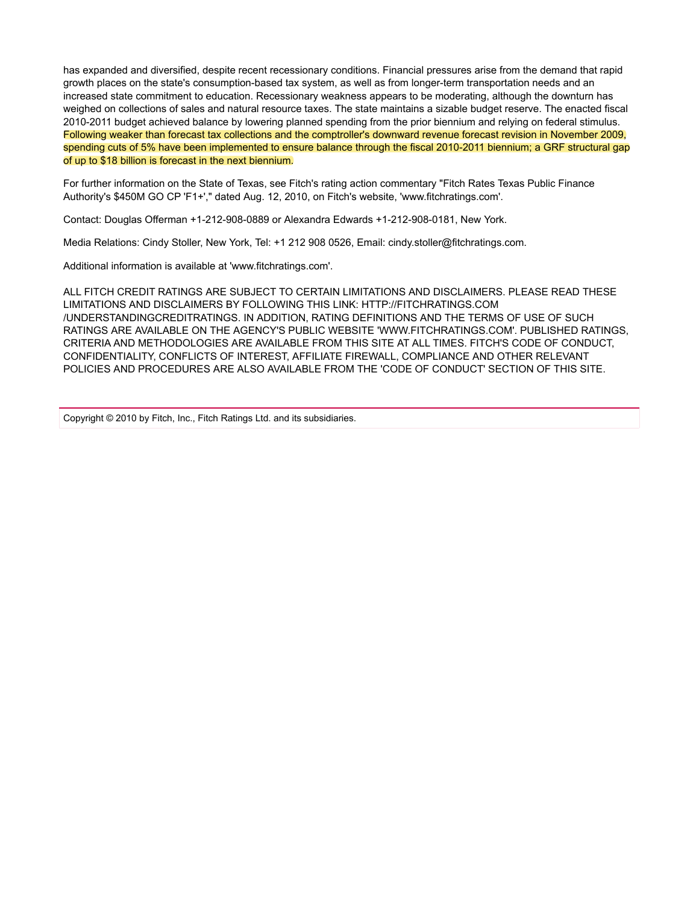has expanded and diversified, despite recent recessionary conditions. Financial pressures arise from the demand that rapid growth places on the state's consumption-based tax system, as well as from longer-term transportation needs and an increased state commitment to education. Recessionary weakness appears to be moderating, although the downturn has weighed on collections of sales and natural resource taxes. The state maintains a sizable budget reserve. The enacted fiscal 2010-2011 budget achieved balance by lowering planned spending from the prior biennium and relying on federal stimulus. Following weaker than forecast tax collections and the comptroller's downward revenue forecast revision in November 2009, spending cuts of 5% have been implemented to ensure balance through the fiscal 2010-2011 biennium; a GRF structural gap of up to $18 billion is forecast in the next biennium.

For further information on the State of Texas, see Fitch's rating action commentary "Fitch Rates Texas Public Finance Authority's $450M GO CP 'F1+'," dated Aug. 12, 2010, on Fitch's website, 'www.fitchratings.com'.

Contact: Douglas Offerman +1-212-908-0889 or Alexandra Edwards +1-212-908-0181, New York.

Media Relations: Cindy Stoller, New York, Tel: +1 212 908 0526, Email: cindy.stoller@fitchratings.com.

Additional information is available at 'www.fitchratings.com'.

ALL FITCH CREDIT RATINGS ARE SUBJECT TO CERTAIN LIMITATIONS AND DISCLAIMERS. PLEASE READ THESE LIMITATIONS AND DISCLAIMERS BY FOLLOWING THIS LINK: HTTP://FITCHRATINGS.COM /UNDERSTANDINGCREDITRATINGS. IN ADDITION, RATING DEFINITIONS AND THE TERMS OF USE OF SUCH RATINGS ARE AVAILABLE ON THE AGENCY'S PUBLIC WEBSITE 'WWW.FITCHRATINGS.COM'. PUBLISHED RATINGS, CRITERIA AND METHODOLOGIES ARE AVAILABLE FROM THIS SITE AT ALL TIMES. FITCH'S CODE OF CONDUCT, CONFIDENTIALITY, CONFLICTS OF INTEREST, AFFILIATE FIREWALL, COMPLIANCE AND OTHER RELEVANT POLICIES AND PROCEDURES ARE ALSO AVAILABLE FROM THE 'CODE OF CONDUCT' SECTION OF THIS SITE.

Copyright © 2010 by Fitch, Inc., Fitch Ratings Ltd. and its subsidiaries.